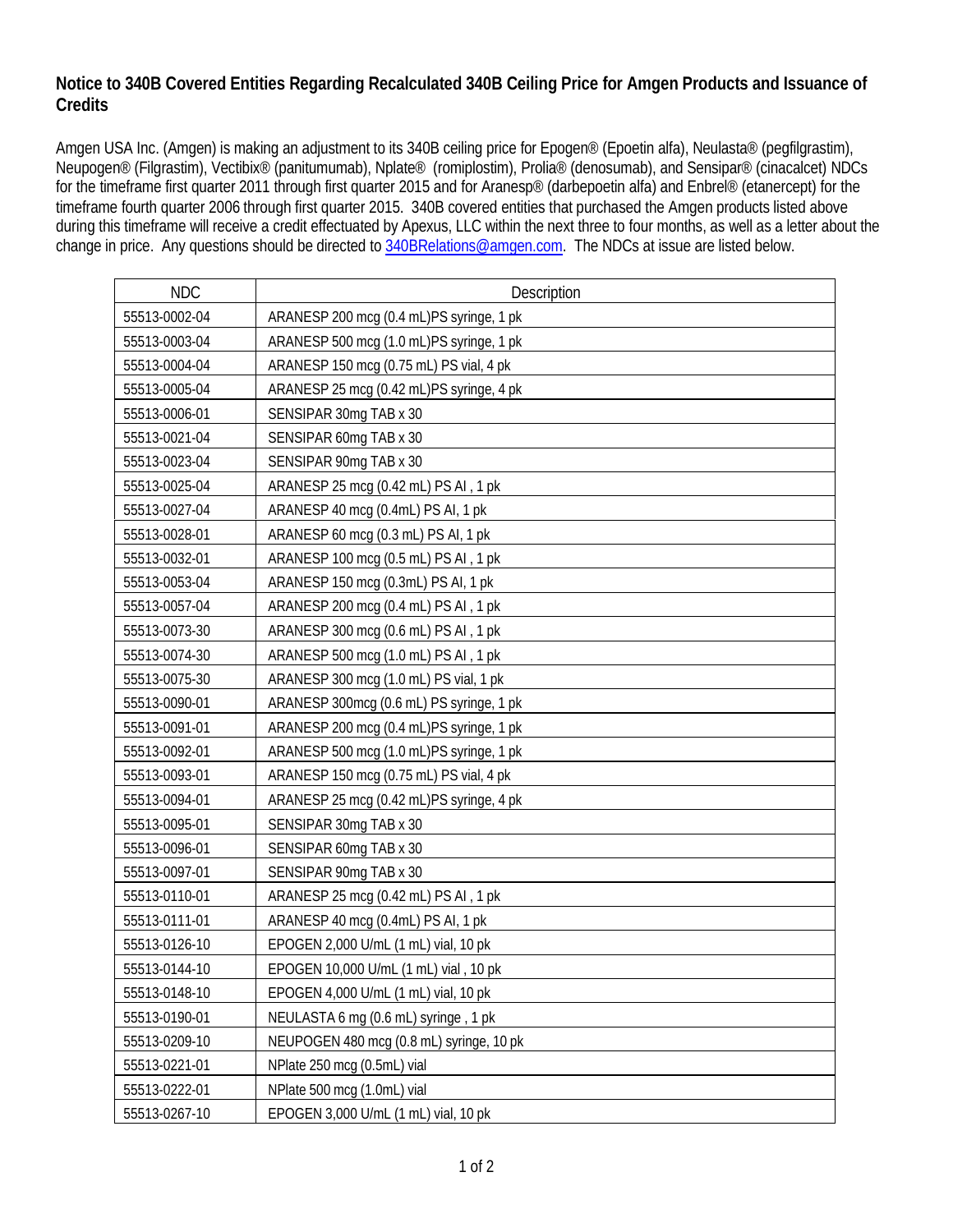## Notice to 340B Covered Entities Regarding Recalculated 340B Ceiling Price for Amgen Products and Issuance of Credits

Amgen USA Inc. (Amgen) is making an adjustment to its 340B ceiling price for Epogen® (Epoetin alfa), Neulasta® (pegfilgrastim), Neupogen® (Filgrastim), Vectibix® (panitumumab), Nplate® (romiplostim), Prolia® (denosumab), and Sensipar® (cinacalcet) NDCs for the timeframe first quarter 2011 through first quarter 2015 and for Aranesp® (darbepoetin alfa) and Enbrel® (etanercept) for the timeframe fourth quarter 2006 through first quarter 2015. 340B covered entities that purchased the Amgen products listed above during this timeframe will receive a credit effectuated by Apexus, LLC within the next three to four months, as well as a letter about the change in price. Any questions should be directed to 340BRelations@amgen.com. The NDCs at issue are listed below.

| NDC | Description |
|---|---|
| 55513-0002-04 | ARANESP 200 mcg (0.4 mL)PS syringe, 1 pk |
| 55513-0003-04 | ARANESP 500 mcg (1.0 mL)PS syringe, 1 pk |
| 55513-0004-04 | ARANESP 150 mcg (0.75 mL) PS vial, 4 pk |
| 55513-0005-04 | ARANESP 25 mcg (0.42 mL)PS syringe, 4 pk |
| 55513-0006-01 | SENSIPAR 30mg TAB x 30 |
| 55513-0021-04 | SENSIPAR 60mg TAB x 30 |
| 55513-0023-04 | SENSIPAR 90mg TAB x 30 |
| 55513-0025-04 | ARANESP 25 mcg (0.42 mL) PS AI , 1 pk |
| 55513-0027-04 | ARANESP 40 mcg (0.4mL) PS AI, 1 pk |
| 55513-0028-01 | ARANESP 60 mcg (0.3 mL) PS AI, 1 pk |
| 55513-0032-01 | ARANESP 100 mcg (0.5 mL) PS AI , 1 pk |
| 55513-0053-04 | ARANESP 150 mcg (0.3mL) PS AI, 1 pk |
| 55513-0057-04 | ARANESP 200 mcg (0.4 mL) PS AI , 1 pk |
| 55513-0073-30 | ARANESP 300 mcg (0.6 mL) PS AI , 1 pk |
| 55513-0074-30 | ARANESP 500 mcg (1.0 mL) PS AI , 1 pk |
| 55513-0075-30 | ARANESP 300 mcg (1.0 mL) PS vial, 1 pk |
| 55513-0090-01 | ARANESP 300mcg (0.6 mL) PS syringe, 1 pk |
| 55513-0091-01 | ARANESP 200 mcg (0.4 mL)PS syringe, 1 pk |
| 55513-0092-01 | ARANESP 500 mcg (1.0 mL)PS syringe, 1 pk |
| 55513-0093-01 | ARANESP 150 mcg (0.75 mL) PS vial, 4 pk |
| 55513-0094-01 | ARANESP 25 mcg (0.42 mL)PS syringe, 4 pk |
| 55513-0095-01 | SENSIPAR 30mg TAB x 30 |
| 55513-0096-01 | SENSIPAR 60mg TAB x 30 |
| 55513-0097-01 | SENSIPAR 90mg TAB x 30 |
| 55513-0110-01 | ARANESP 25 mcg (0.42 mL) PS AI , 1 pk |
| 55513-0111-01 | ARANESP 40 mcg (0.4mL) PS AI, 1 pk |
| 55513-0126-10 | EPOGEN 2,000 U/mL (1 mL) vial, 10 pk |
| 55513-0144-10 | EPOGEN 10,000 U/mL (1 mL) vial , 10 pk |
| 55513-0148-10 | EPOGEN 4,000 U/mL (1 mL) vial, 10 pk |
| 55513-0190-01 | NEULASTA 6 mg (0.6 mL) syringe , 1 pk |
| 55513-0209-10 | NEUPOGEN 480 mcg (0.8 mL) syringe, 10 pk |
| 55513-0221-01 | NPlate 250 mcg (0.5mL) vial |
| 55513-0222-01 | NPlate 500 mcg (1.0mL) vial |
| 55513-0267-10 | EPOGEN 3,000 U/mL (1 mL) vial, 10 pk |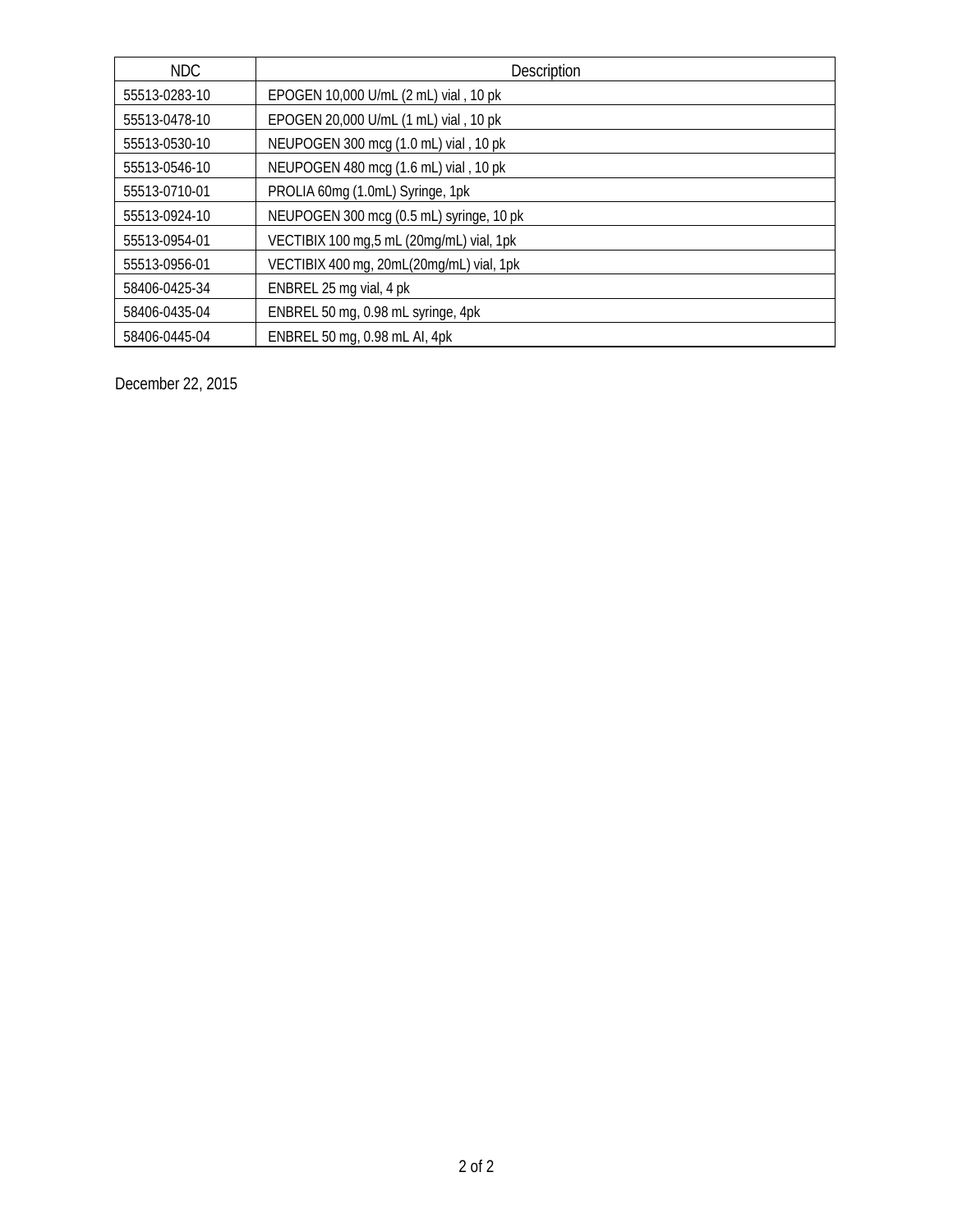| NDC | Description |
|---|---|
| 55513-0283-10 | EPOGEN 10,000 U/mL (2 mL) vial , 10 pk |
| 55513-0478-10 | EPOGEN 20,000 U/mL (1 mL) vial , 10 pk |
| 55513-0530-10 | NEUPOGEN 300 mcg (1.0 mL) vial , 10 pk |
| 55513-0546-10 | NEUPOGEN 480 mcg (1.6 mL) vial , 10 pk |
| 55513-0710-01 | PROLIA 60mg (1.0mL) Syringe, 1pk |
| 55513-0924-10 | NEUPOGEN 300 mcg (0.5 mL) syringe, 10 pk |
| 55513-0954-01 | VECTIBIX 100 mg,5 mL (20mg/mL) vial, 1pk |
| 55513-0956-01 | VECTIBIX 400 mg, 20mL(20mg/mL) vial, 1pk |
| 58406-0425-34 | ENBREL 25 mg vial, 4 pk |
| 58406-0435-04 | ENBREL 50 mg, 0.98 mL syringe, 4pk |
| 58406-0445-04 | ENBREL 50 mg, 0.98 mL AI, 4pk |

December 22, 2015